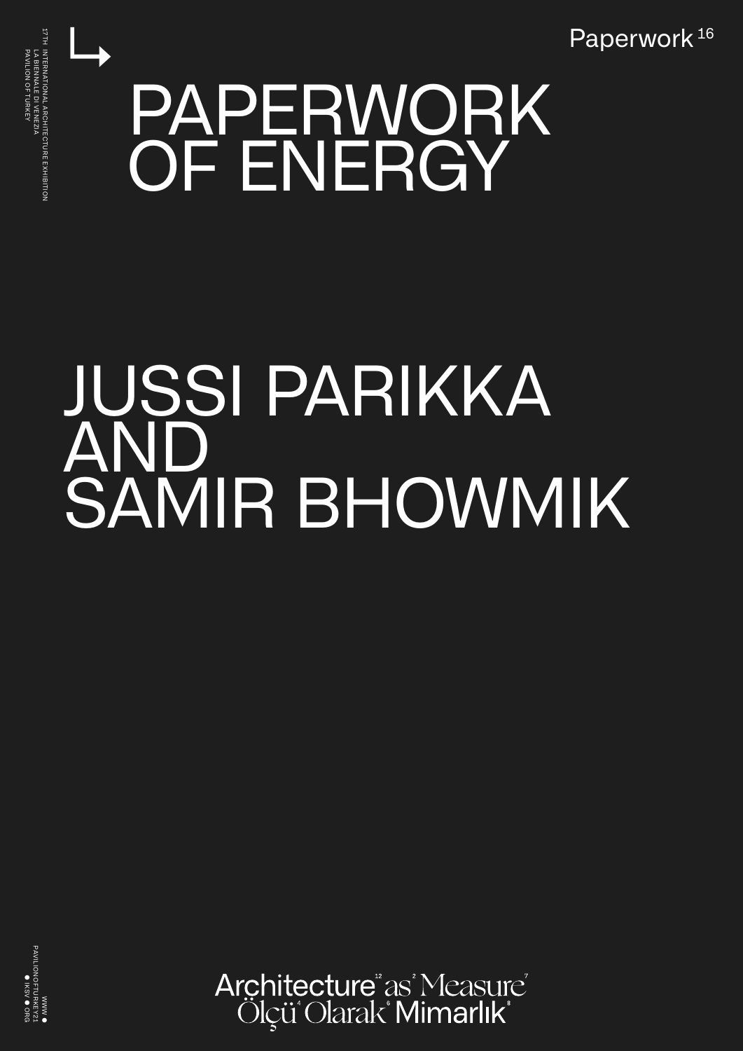17TH INTERNATIONAL ARCHITECTURE EXHIBITION
LA BIENNALE DI VENEZIA
PAVILION OF TURKEY

Paperwork 16

# PAPERWORK OF ENERGY

# JUSSI PARIKKA AND SAMIR BHOWMIK

WWW • PAVILIONOFTURKEY21 • IKSV • ORG

Architecture as Measure
Ölçü Olarak Mimarlık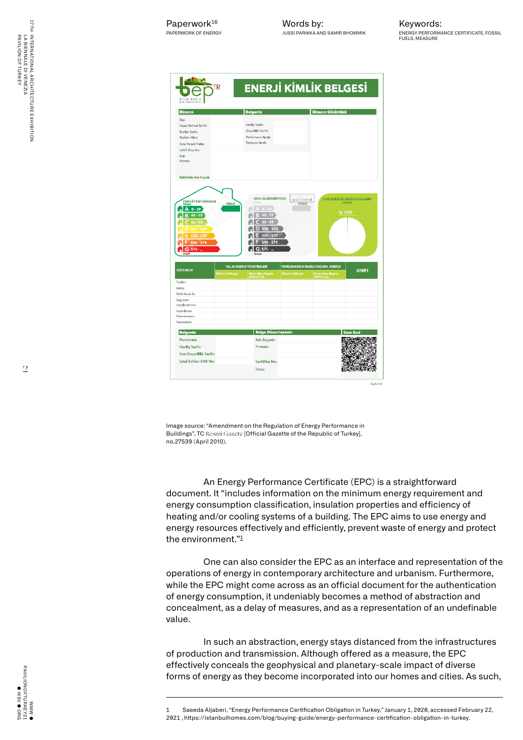Paperwork[16]
PAPERWORK OF ENERGY

Words by:
JUSSI PARIKKA AND SAMIR BHOWMIK

Keywords:
ENERGY PERFORMANCE CERTIFICATE, FOSSIL FUELS, MEASURE

Image source: "Amendment on the Regulation of Energy Performance in Buildings", TC Resmi Gazete [Official Gazette of the Republic of Turkey], no.27539 (April 2010).

An Energy Performance Certificate (EPC) is a straightforward document. It "includes information on the minimum energy requirement and energy consumption classification, insulation properties and efficiency of heating and/or cooling systems of a building. The EPC aims to use energy and energy resources effectively and efficiently, prevent waste of energy and protect the environment."[1]

One can also consider the EPC as an interface and representation of the operations of energy in contemporary architecture and urbanism. Furthermore, while the EPC might come across as an official document for the authentication of energy consumption, it undeniably becomes a method of abstraction and concealment, as a delay of measures, and as a representation of an undefinable value.

In such an abstraction, energy stays distanced from the infrastructures of production and transmission. Although offered as a measure, the EPC effectively conceals the geophysical and planetary-scale impact of diverse forms of energy as they become incorporated into our homes and cities. As such,

1 Saeeda Aljaberi, "Energy Performance Certification Obligation in Turkey," January 1, 2020, accessed February 22, 2021 , https://istanbulhomes.com/blog/buying-guide/energy-performance-certification-obligation-in-turkey.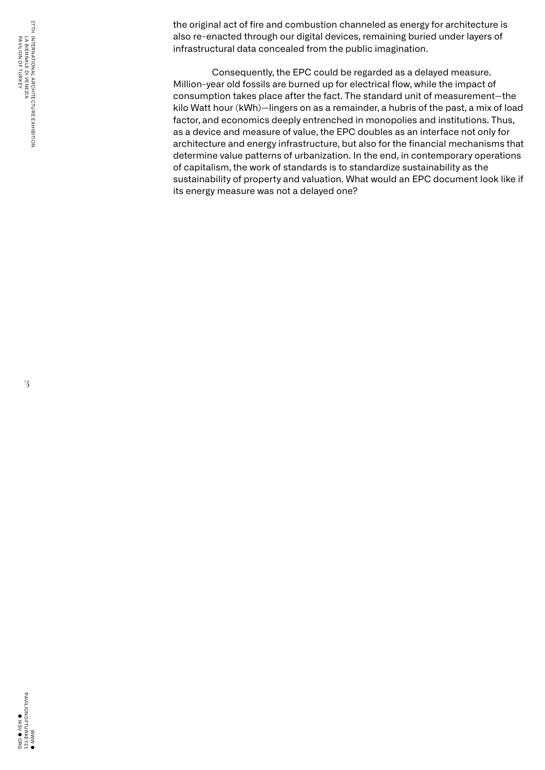the original act of fire and combustion channeled as energy for architecture is also re-enacted through our digital devices, remaining buried under layers of infrastructural data concealed from the public imagination.

Consequently, the EPC could be regarded as a delayed measure. Million-year old fossils are burned up for electrical flow, while the impact of consumption takes place after the fact. The standard unit of measurement—the kilo Watt hour (kWh)—lingers on as a remainder, a hubris of the past, a mix of load factor, and economics deeply entrenched in monopolies and institutions. Thus, as a device and measure of value, the EPC doubles as an interface not only for architecture and energy infrastructure, but also for the financial mechanisms that determine value patterns of urbanization. In the end, in contemporary operations of capitalism, the work of standards is to standardize sustainability as the sustainability of property and valuation. What would an EPC document look like if its energy measure was not a delayed one?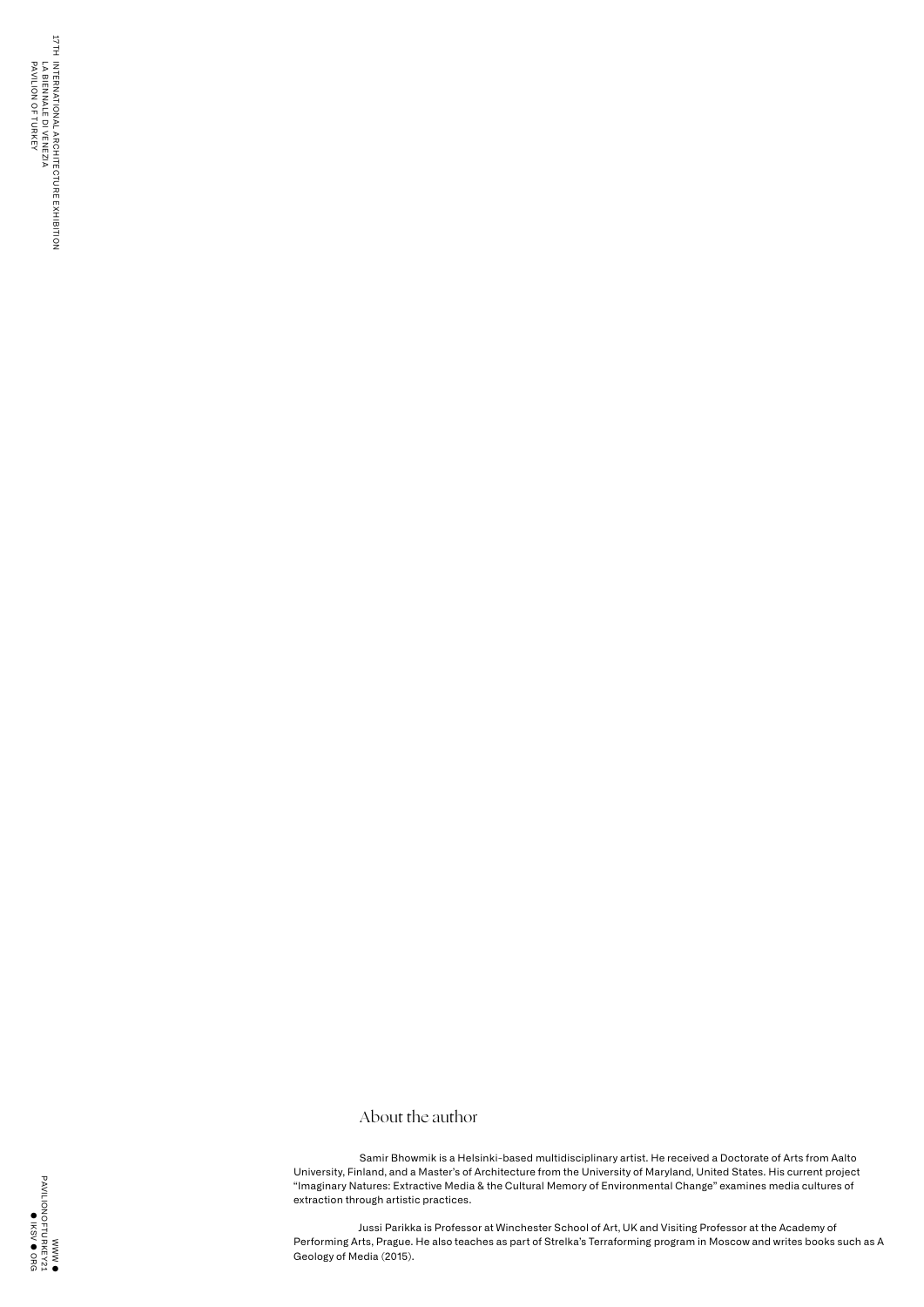## About the author

Samir Bhowmik is a Helsinki-based multidisciplinary artist. He received a Doctorate of Arts from Aalto University, Finland, and a Master's of Architecture from the University of Maryland, United States. His current project "Imaginary Natures: Extractive Media & the Cultural Memory of Environmental Change" examines media cultures of extraction through artistic practices.

Jussi Parikka is Professor at Winchester School of Art, UK and Visiting Professor at the Academy of Performing Arts, Prague. He also teaches as part of Strelka's Terraforming program in Moscow and writes books such as A Geology of Media (2015).